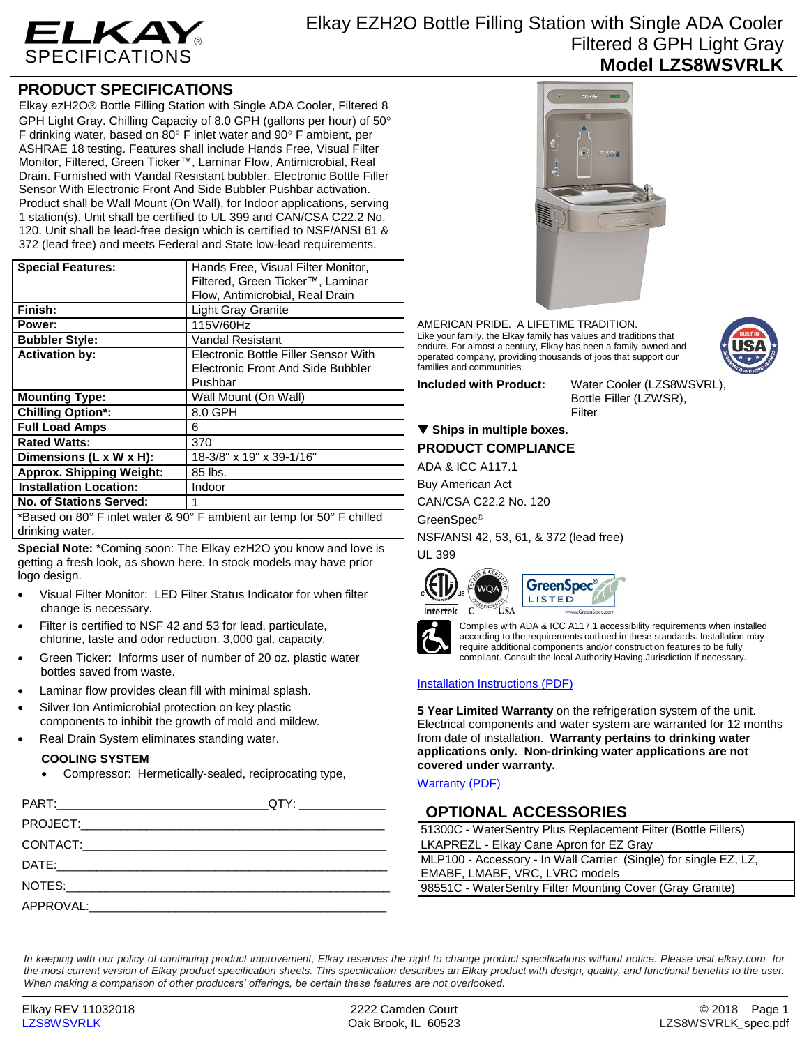# ELKAY SPECIFICATIONS

# Elkay EZH2O Bottle Filling Station with Single ADA Cooler Filtered 8 GPH Light Gray

## Model LZS8WSVRLK

## PRODUCT SPECIFICATIONS

Elkay ezH2O® Bottle Filling Station with Single ADA Cooler, Filtered 8 GPH Light Gray. Chilling Capacity of 8.0 GPH (gallons per hour) of 50° F drinking water, based on 80° F inlet water and 90° F ambient, per ASHRAE 18 testing. Features shall include Hands Free, Visual Filter Monitor, Filtered, Green Ticker™, Laminar Flow, Antimicrobial, Real Drain. Furnished with Vandal Resistant bubbler. Electronic Bottle Filler Sensor With Electronic Front And Side Bubbler Pushbar activation. Product shall be Wall Mount (On Wall), for Indoor applications, serving 1 station(s). Unit shall be certified to UL 399 and CAN/CSA C22.2 No. 120. Unit shall be lead-free design which is certified to NSF/ANSI 61 & 372 (lead free) and meets Federal and State low-lead requirements.

| | |
|---|---|
| **Special Features:** | Hands Free, Visual Filter Monitor, Filtered, Green Ticker™, Laminar Flow, Antimicrobial, Real Drain |
| **Finish:** | Light Gray Granite |
| **Power:** | 115V/60Hz |
| **Bubbler Style:** | Vandal Resistant |
| **Activation by:** | Electronic Bottle Filler Sensor With Electronic Front And Side Bubbler Pushbar |
| **Mounting Type:** | Wall Mount (On Wall) |
| **Chilling Option*:** | 8.0 GPH |
| **Full Load Amps** | 6 |
| **Rated Watts:** | 370 |
| **Dimensions (L x W x H):** | 18-3/8" x 19" x 39-1/16" |
| **Approx. Shipping Weight:** | 85 lbs. |
| **Installation Location:** | Indoor |
| **No. of Stations Served:** | 1 |

*Based on 80° F inlet water & 90° F ambient air temp for 50° F chilled drinking water.

**Special Note:** *Coming soon: The Elkay ezH2O you know and love is getting a fresh look, as shown here. In stock models may have prior logo design.

- Visual Filter Monitor: LED Filter Status Indicator for when filter change is necessary.
- Filter is certified to NSF 42 and 53 for lead, particulate, chlorine, taste and odor reduction. 3,000 gal. capacity.
- Green Ticker: Informs user of number of 20 oz. plastic water bottles saved from waste.
- Laminar flow provides clean fill with minimal splash.
- Silver Ion Antimicrobial protection on key plastic components to inhibit the growth of mold and mildew.
- Real Drain System eliminates standing water.

**COOLING SYSTEM**

- Compressor: Hermetically-sealed, reciprocating type,

PART:_______________________________QTY: ____________

PROJECT:_______________________________________________

CONTACT:_______________________________________________

DATE:__________________________________________________

NOTES:_________________________________________________

APPROVAL:______________________________________________

AMERICAN PRIDE. A LIFETIME TRADITION.
Like your family, the Elkay family has values and traditions that endure. For almost a century, Elkay has been a family-owned and operated company, providing thousands of jobs that support our families and communities.

**Included with Product:** Water Cooler (LZS8WSVRL), Bottle Filler (LZWSR), Filter

**▼ Ships in multiple boxes.**

## PRODUCT COMPLIANCE

ADA & ICC A117.1

Buy American Act

CAN/CSA C22.2 No. 120

GreenSpec®

NSF/ANSI 42, 53, 61, & 372 (lead free)

UL 399

Complies with ADA & ICC A117.1 accessibility requirements when installed according to the requirements outlined in these standards. Installation may require additional components and/or construction features to be fully compliant. Consult the local Authority Having Jurisdiction if necessary.

Installation Instructions (PDF)

**5 Year Limited Warranty** on the refrigeration system of the unit. Electrical components and water system are warranted for 12 months from date of installation. **Warranty pertains to drinking water applications only. Non-drinking water applications are not covered under warranty.**

Warranty (PDF)

## OPTIONAL ACCESSORIES

| |
|---|
| 51300C - WaterSentry Plus Replacement Filter (Bottle Fillers) |
| LKAPREZL - Elkay Cane Apron for EZ Gray |
| MLP100 - Accessory - In Wall Carrier (Single) for single EZ, LZ, EMABF, LMABF, VRC, LVRC models |
| 98551C - WaterSentry Filter Mounting Cover (Gray Granite) |

*In keeping with our policy of continuing product improvement, Elkay reserves the right to change product specifications without notice. Please visit elkay.com for the most current version of Elkay product specification sheets. This specification describes an Elkay product with design, quality, and functional benefits to the user. When making a comparison of other producers' offerings, be certain these features are not overlooked.*

Elkay REV 11032018 LZS8WSVRLK | 2222 Camden Court Oak Brook, IL 60523 | © 2018 LZS8WSVRLK_spec.pdf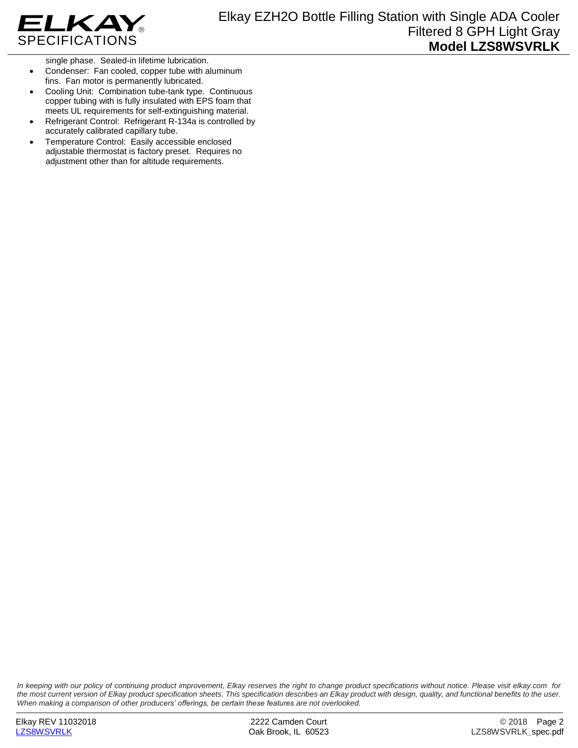single phase. Sealed-in lifetime lubrication.

- Condenser: Fan cooled, copper tube with aluminum fins. Fan motor is permanently lubricated.
- Cooling Unit: Combination tube-tank type. Continuous copper tubing with is fully insulated with EPS foam that meets UL requirements for self-extinguishing material.
- Refrigerant Control: Refrigerant R-134a is controlled by accurately calibrated capillary tube.
- Temperature Control: Easily accessible enclosed adjustable thermostat is factory preset. Requires no adjustment other than for altitude requirements.

*In keeping with our policy of continuing product improvement, Elkay reserves the right to change product specifications without notice. Please visit elkay.com for the most current version of Elkay product specification sheets. This specification describes an Elkay product with design, quality, and functional benefits to the user. When making a comparison of other producers' offerings, be certain these features are not overlooked.*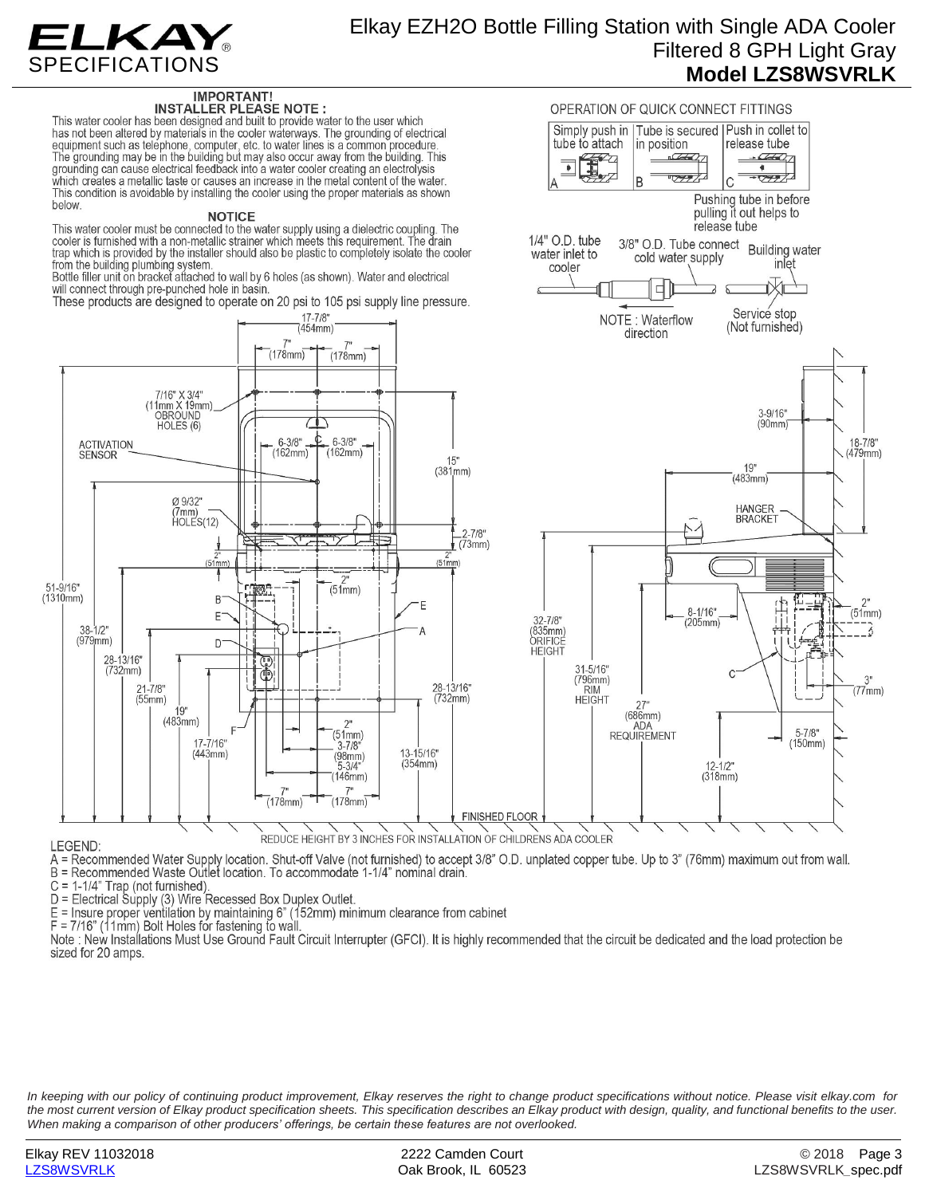# ELKAY SPECIFICATIONS

## Elkay EZH2O Bottle Filling Station with Single ADA Cooler Filtered 8 GPH Light Gray

**Model LZS8WSVRLK**

### IMPORTANT! INSTALLER PLEASE NOTE :

This water cooler has been designed and built to provide water to the user which has not been altered by materials in the cooler waterways. The grounding of electrical equipment such as telephone, computer, etc. to water lines is a common procedure. The grounding may be in the building but may also occur away from the building. This grounding can cause electrical feedback into a water cooler creating an electrolysis which creates a metallic taste or causes an increase in the metal content of the water. This condition is avoidable by installing the cooler using the proper materials as shown below.

### NOTICE

This water cooler must be connected to the water supply using a dielectric coupling. The cooler is furnished with a non-metallic strainer which meets this requirement. The drain trap which is provided by the installer should also be plastic to completely isolate the cooler from the building plumbing system.

Bottle filler unit on bracket attached to wall by 6 holes (as shown). Water and electrical will connect through pre-punched hole in basin.

These products are designed to operate on 20 psi to 105 psi supply line pressure.

### OPERATION OF QUICK CONNECT FITTINGS

A — Simply push in tube to attach

B — Tube is secured in position

C — Push in collet to release tube

Pushing tube in before pulling it out helps to release tube

1/4" O.D. tube water inlet to cooler

3/8" O.D. Tube connect cold water supply

Building water inlet

NOTE : Waterflow direction

Service stop (Not furnished)

17-7/8" (454mm)
7" (178mm)
7" (178mm)
7/16" X 3/4" (11mm X 19mm) OBROUND HOLES (6)
ACTIVATION SENSOR
6-3/8" (162mm)
6-3/8" (162mm)
15" (381mm)
Ø 9/32" (7mm) HOLES(12)
2-7/8" (73mm)
2" (51mm)
2" (51mm)
2" (51mm)
51-9/16" (1310mm)
38-1/2" (979mm)
28-13/16" (732mm)
21-7/8" (55mm)
19" (483mm)
17-7/16" (443mm)
28-13/16" (732mm)
13-15/16" (354mm)
2" (51mm)
3-7/8" (98mm)
5-3/4" (146mm)
7" (178mm)
7" (178mm)
A B C D E F
3-9/16" (90mm)
18-7/8" (479mm)
19" (483mm)
HANGER BRACKET
32-7/8" (835mm) ORIFICE HEIGHT
8-1/16" (205mm)
31-5/16" (796mm) RIM HEIGHT
27" (686mm) ADA REQUIREMENT
12-1/2" (318mm)
5-7/8" (150mm)
2" (51mm)
3" (77mm)
FINISHED FLOOR

REDUCE HEIGHT BY 3 INCHES FOR INSTALLATION OF CHILDRENS ADA COOLER

### LEGEND:

A = Recommended Water Supply location. Shut-off Valve (not furnished) to accept 3/8" O.D. unplated copper tube. Up to 3" (76mm) maximum out from wall.
B = Recommended Waste Outlet location. To accommodate 1-1/4" nominal drain.
C = 1-1/4" Trap (not furnished).
D = Electrical Supply (3) Wire Recessed Box Duplex Outlet.
E = Insure proper ventilation by maintaining 6" (152mm) minimum clearance from cabinet
F = 7/16" (11mm) Bolt Holes for fastening to wall.

Note : New Installations Must Use Ground Fault Circuit Interrupter (GFCI). It is highly recommended that the circuit be dedicated and the load protection be sized for 20 amps.

*In keeping with our policy of continuing product improvement, Elkay reserves the right to change product specifications without notice. Please visit elkay.com for the most current version of Elkay product specification sheets. This specification describes an Elkay product with design, quality, and functional benefits to the user. When making a comparison of other producers' offerings, be certain these features are not overlooked.*

Elkay REV 11032018
LZS8WSVRLK

2222 Camden Court
Oak Brook, IL 60523

© 2018
LZS8WSVRLK_spec.pdf